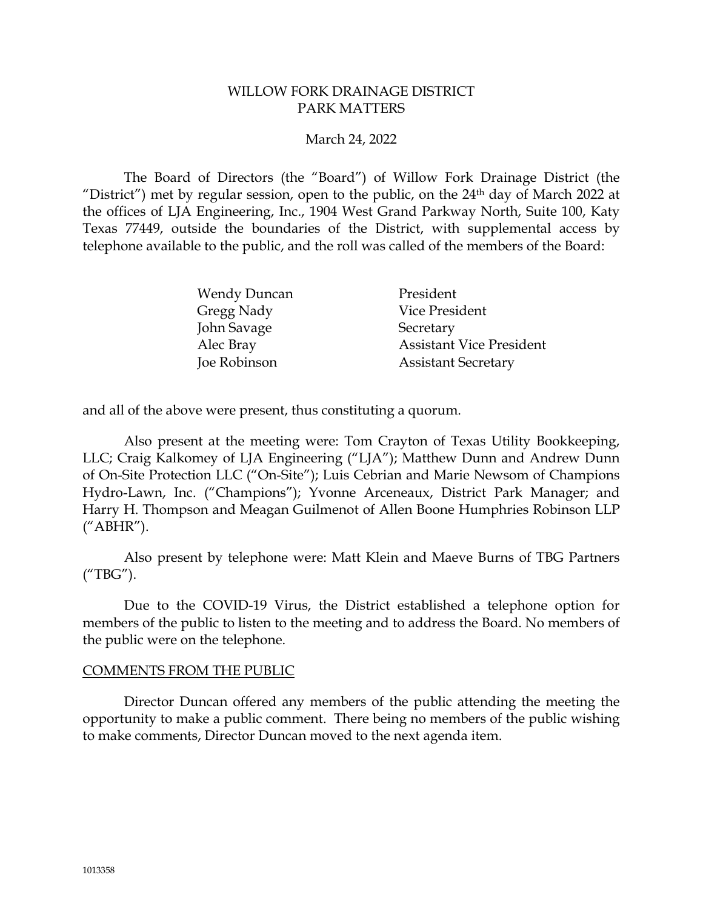# WILLOW FORK DRAINAGE DISTRICT
# PARK MATTERS

March 24, 2022

The Board of Directors (the "Board") of Willow Fork Drainage District (the "District") met by regular session, open to the public, on the 24th day of March 2022 at the offices of LJA Engineering, Inc., 1904 West Grand Parkway North, Suite 100, Katy Texas 77449, outside the boundaries of the District, with supplemental access by telephone available to the public, and the roll was called of the members of the Board:

| | |
|---|---|
| Wendy Duncan | President |
| Gregg Nady | Vice President |
| John Savage | Secretary |
| Alec Bray | Assistant Vice President |
| Joe Robinson | Assistant Secretary |

and all of the above were present, thus constituting a quorum.

Also present at the meeting were: Tom Crayton of Texas Utility Bookkeeping, LLC; Craig Kalkomey of LJA Engineering ("LJA"); Matthew Dunn and Andrew Dunn of On-Site Protection LLC ("On-Site"); Luis Cebrian and Marie Newsom of Champions Hydro-Lawn, Inc. ("Champions"); Yvonne Arceneaux, District Park Manager; and Harry H. Thompson and Meagan Guilmenot of Allen Boone Humphries Robinson LLP ("ABHR").

Also present by telephone were: Matt Klein and Maeve Burns of TBG Partners ("TBG").

Due to the COVID-19 Virus, the District established a telephone option for members of the public to listen to the meeting and to address the Board. No members of the public were on the telephone.

## COMMENTS FROM THE PUBLIC

Director Duncan offered any members of the public attending the meeting the opportunity to make a public comment. There being no members of the public wishing to make comments, Director Duncan moved to the next agenda item.

1013358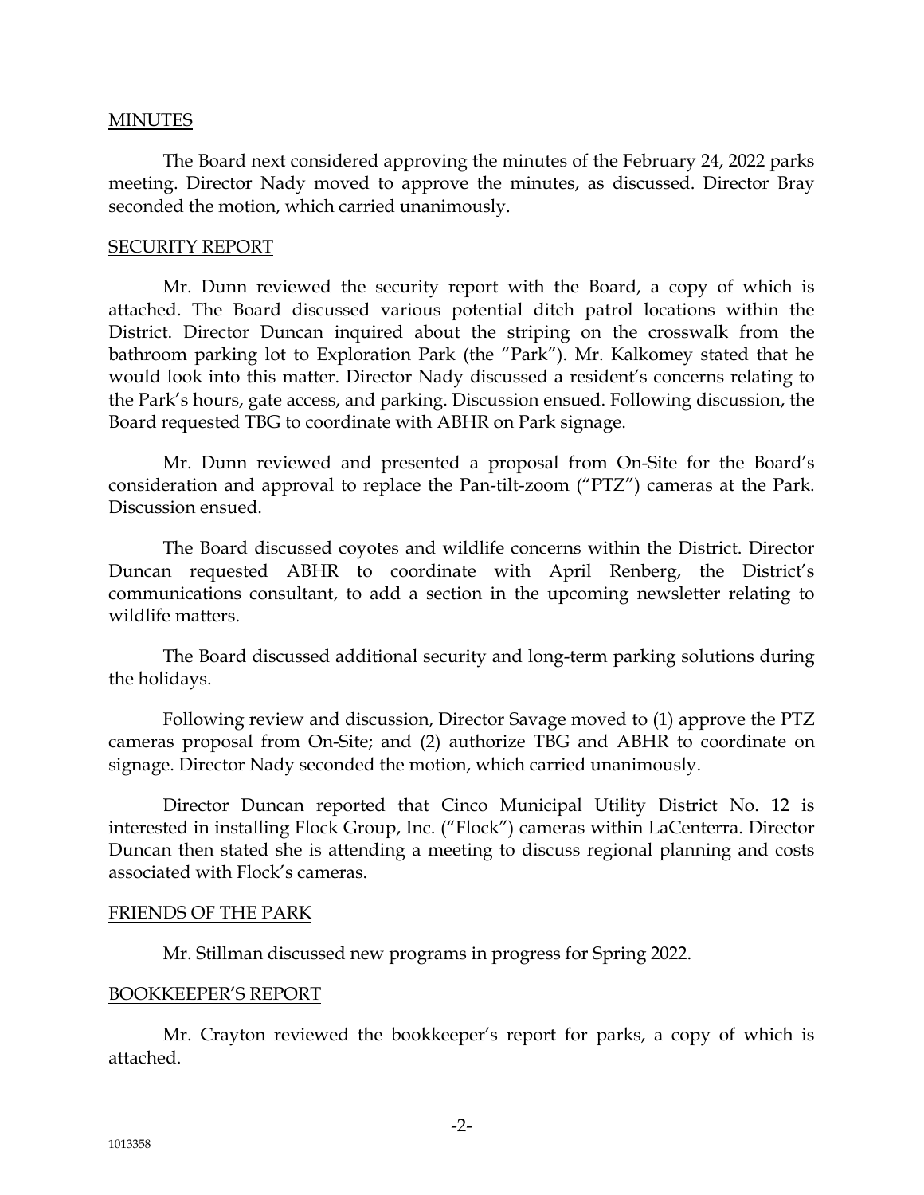## MINUTES

The Board next considered approving the minutes of the February 24, 2022 parks meeting. Director Nady moved to approve the minutes, as discussed. Director Bray seconded the motion, which carried unanimously.

## SECURITY REPORT

Mr. Dunn reviewed the security report with the Board, a copy of which is attached. The Board discussed various potential ditch patrol locations within the District. Director Duncan inquired about the striping on the crosswalk from the bathroom parking lot to Exploration Park (the "Park"). Mr. Kalkomey stated that he would look into this matter. Director Nady discussed a resident's concerns relating to the Park's hours, gate access, and parking. Discussion ensued. Following discussion, the Board requested TBG to coordinate with ABHR on Park signage.

Mr. Dunn reviewed and presented a proposal from On-Site for the Board's consideration and approval to replace the Pan-tilt-zoom ("PTZ") cameras at the Park. Discussion ensued.

The Board discussed coyotes and wildlife concerns within the District. Director Duncan requested ABHR to coordinate with April Renberg, the District's communications consultant, to add a section in the upcoming newsletter relating to wildlife matters.

The Board discussed additional security and long-term parking solutions during the holidays.

Following review and discussion, Director Savage moved to (1) approve the PTZ cameras proposal from On-Site; and (2) authorize TBG and ABHR to coordinate on signage. Director Nady seconded the motion, which carried unanimously.

Director Duncan reported that Cinco Municipal Utility District No. 12 is interested in installing Flock Group, Inc. ("Flock") cameras within LaCenterra. Director Duncan then stated she is attending a meeting to discuss regional planning and costs associated with Flock's cameras.

## FRIENDS OF THE PARK

Mr. Stillman discussed new programs in progress for Spring 2022.

## BOOKKEEPER'S REPORT

Mr. Crayton reviewed the bookkeeper's report for parks, a copy of which is attached.

1013358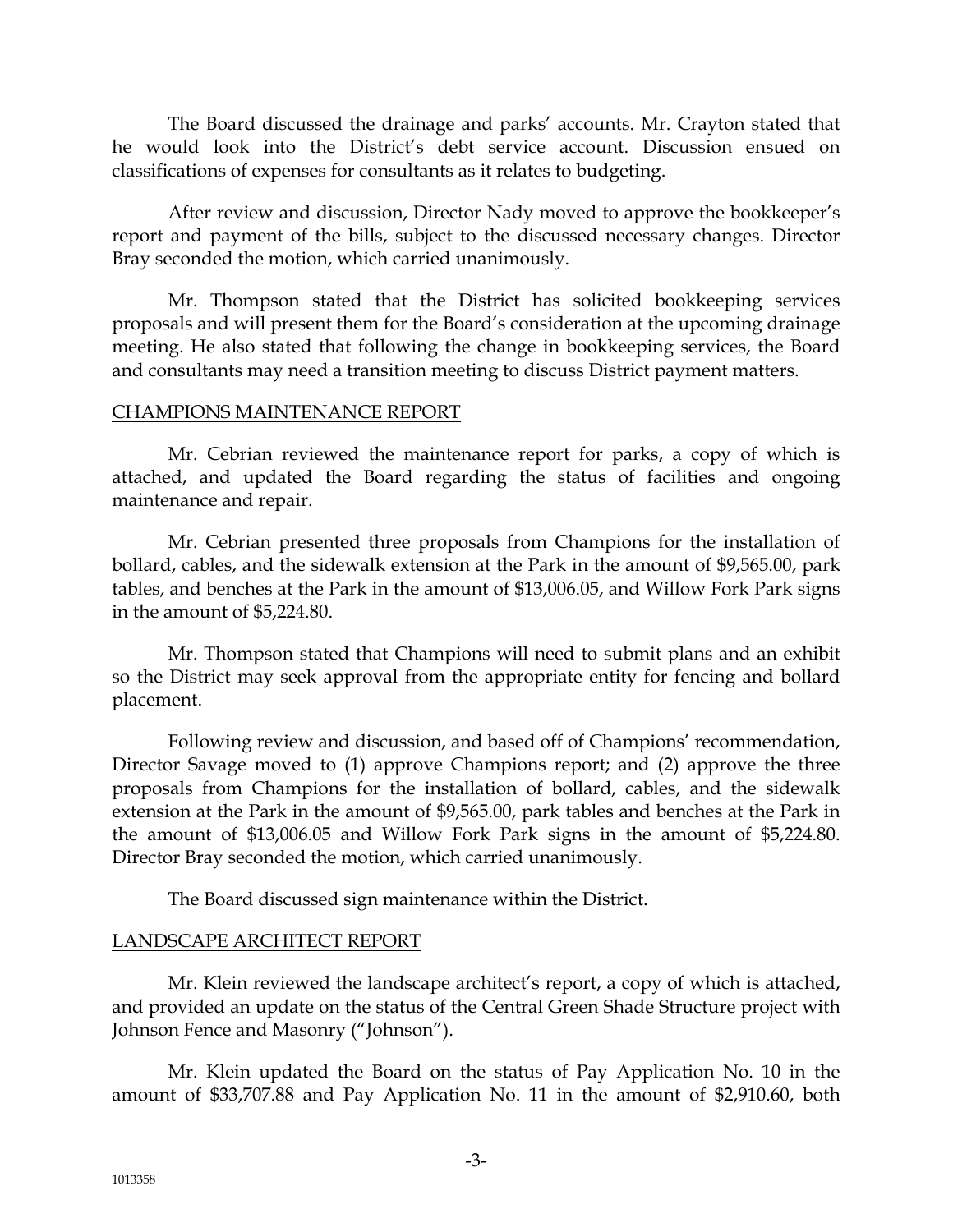The Board discussed the drainage and parks' accounts. Mr. Crayton stated that he would look into the District's debt service account. Discussion ensued on classifications of expenses for consultants as it relates to budgeting.

After review and discussion, Director Nady moved to approve the bookkeeper's report and payment of the bills, subject to the discussed necessary changes. Director Bray seconded the motion, which carried unanimously.

Mr. Thompson stated that the District has solicited bookkeeping services proposals and will present them for the Board's consideration at the upcoming drainage meeting. He also stated that following the change in bookkeeping services, the Board and consultants may need a transition meeting to discuss District payment matters.

## CHAMPIONS MAINTENANCE REPORT

Mr. Cebrian reviewed the maintenance report for parks, a copy of which is attached, and updated the Board regarding the status of facilities and ongoing maintenance and repair.

Mr. Cebrian presented three proposals from Champions for the installation of bollard, cables, and the sidewalk extension at the Park in the amount of $9,565.00, park tables, and benches at the Park in the amount of $13,006.05, and Willow Fork Park signs in the amount of $5,224.80.

Mr. Thompson stated that Champions will need to submit plans and an exhibit so the District may seek approval from the appropriate entity for fencing and bollard placement.

Following review and discussion, and based off of Champions' recommendation, Director Savage moved to (1) approve Champions report; and (2) approve the three proposals from Champions for the installation of bollard, cables, and the sidewalk extension at the Park in the amount of $9,565.00, park tables and benches at the Park in the amount of $13,006.05 and Willow Fork Park signs in the amount of $5,224.80. Director Bray seconded the motion, which carried unanimously.

The Board discussed sign maintenance within the District.

## LANDSCAPE ARCHITECT REPORT

Mr. Klein reviewed the landscape architect's report, a copy of which is attached, and provided an update on the status of the Central Green Shade Structure project with Johnson Fence and Masonry ("Johnson").

Mr. Klein updated the Board on the status of Pay Application No. 10 in the amount of $33,707.88 and Pay Application No. 11 in the amount of $2,910.60, both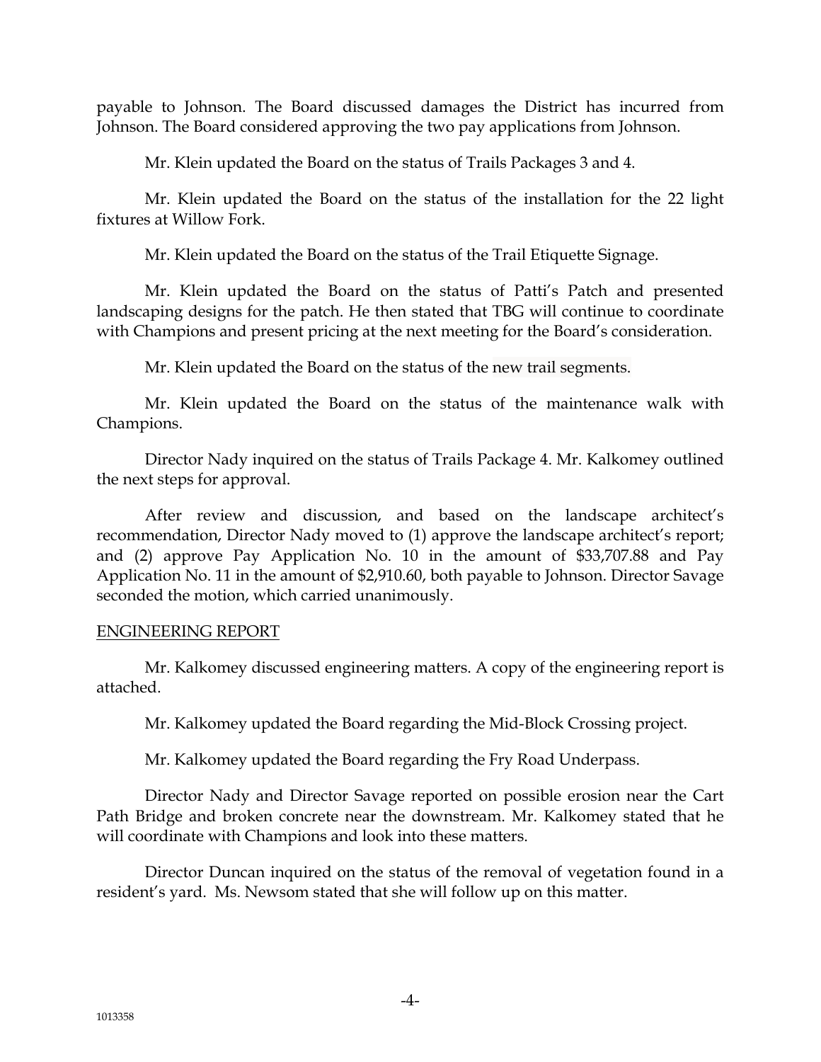payable to Johnson. The Board discussed damages the District has incurred from Johnson. The Board considered approving the two pay applications from Johnson.

Mr. Klein updated the Board on the status of Trails Packages 3 and 4.

Mr. Klein updated the Board on the status of the installation for the 22 light fixtures at Willow Fork.

Mr. Klein updated the Board on the status of the Trail Etiquette Signage.

Mr. Klein updated the Board on the status of Patti's Patch and presented landscaping designs for the patch. He then stated that TBG will continue to coordinate with Champions and present pricing at the next meeting for the Board's consideration.

Mr. Klein updated the Board on the status of the new trail segments.

Mr. Klein updated the Board on the status of the maintenance walk with Champions.

Director Nady inquired on the status of Trails Package 4. Mr. Kalkomey outlined the next steps for approval.

After review and discussion, and based on the landscape architect's recommendation, Director Nady moved to (1) approve the landscape architect's report; and (2) approve Pay Application No. 10 in the amount of $33,707.88 and Pay Application No. 11 in the amount of $2,910.60, both payable to Johnson. Director Savage seconded the motion, which carried unanimously.

## ENGINEERING REPORT

Mr. Kalkomey discussed engineering matters. A copy of the engineering report is attached.

Mr. Kalkomey updated the Board regarding the Mid-Block Crossing project.

Mr. Kalkomey updated the Board regarding the Fry Road Underpass.

Director Nady and Director Savage reported on possible erosion near the Cart Path Bridge and broken concrete near the downstream. Mr. Kalkomey stated that he will coordinate with Champions and look into these matters.

Director Duncan inquired on the status of the removal of vegetation found in a resident's yard. Ms. Newsom stated that she will follow up on this matter.

1013358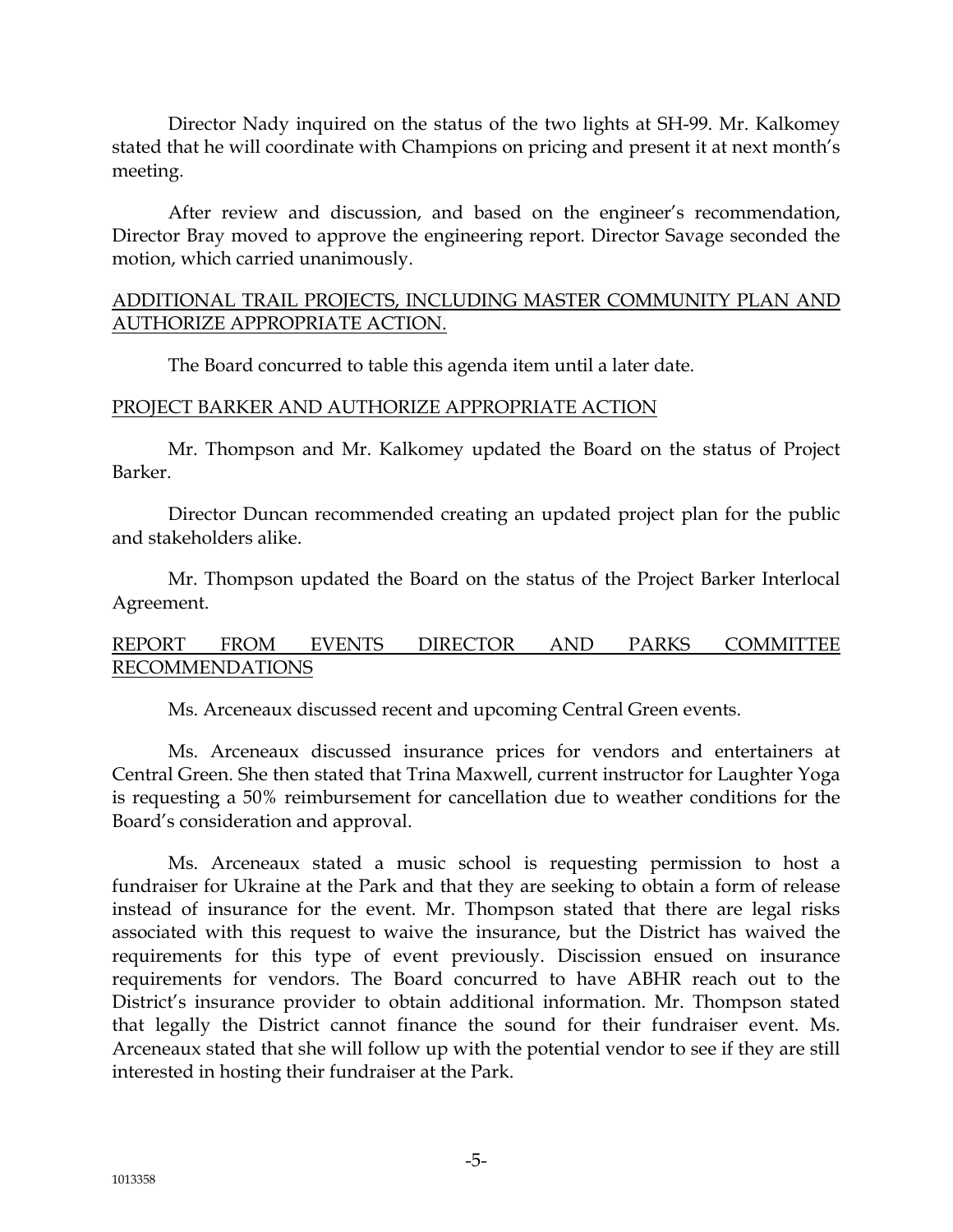Director Nady inquired on the status of the two lights at SH-99. Mr. Kalkomey stated that he will coordinate with Champions on pricing and present it at next month's meeting.

After review and discussion, and based on the engineer's recommendation, Director Bray moved to approve the engineering report. Director Savage seconded the motion, which carried unanimously.

ADDITIONAL TRAIL PROJECTS, INCLUDING MASTER COMMUNITY PLAN AND AUTHORIZE APPROPRIATE ACTION.

The Board concurred to table this agenda item until a later date.

PROJECT BARKER AND AUTHORIZE APPROPRIATE ACTION

Mr. Thompson and Mr. Kalkomey updated the Board on the status of Project Barker.

Director Duncan recommended creating an updated project plan for the public and stakeholders alike.

Mr. Thompson updated the Board on the status of the Project Barker Interlocal Agreement.

REPORT FROM EVENTS DIRECTOR AND PARKS COMMITTEE RECOMMENDATIONS

Ms. Arceneaux discussed recent and upcoming Central Green events.

Ms. Arceneaux discussed insurance prices for vendors and entertainers at Central Green. She then stated that Trina Maxwell, current instructor for Laughter Yoga is requesting a 50% reimbursement for cancellation due to weather conditions for the Board's consideration and approval.

Ms. Arceneaux stated a music school is requesting permission to host a fundraiser for Ukraine at the Park and that they are seeking to obtain a form of release instead of insurance for the event. Mr. Thompson stated that there are legal risks associated with this request to waive the insurance, but the District has waived the requirements for this type of event previously. Discission ensued on insurance requirements for vendors. The Board concurred to have ABHR reach out to the District's insurance provider to obtain additional information. Mr. Thompson stated that legally the District cannot finance the sound for their fundraiser event. Ms. Arceneaux stated that she will follow up with the potential vendor to see if they are still interested in hosting their fundraiser at the Park.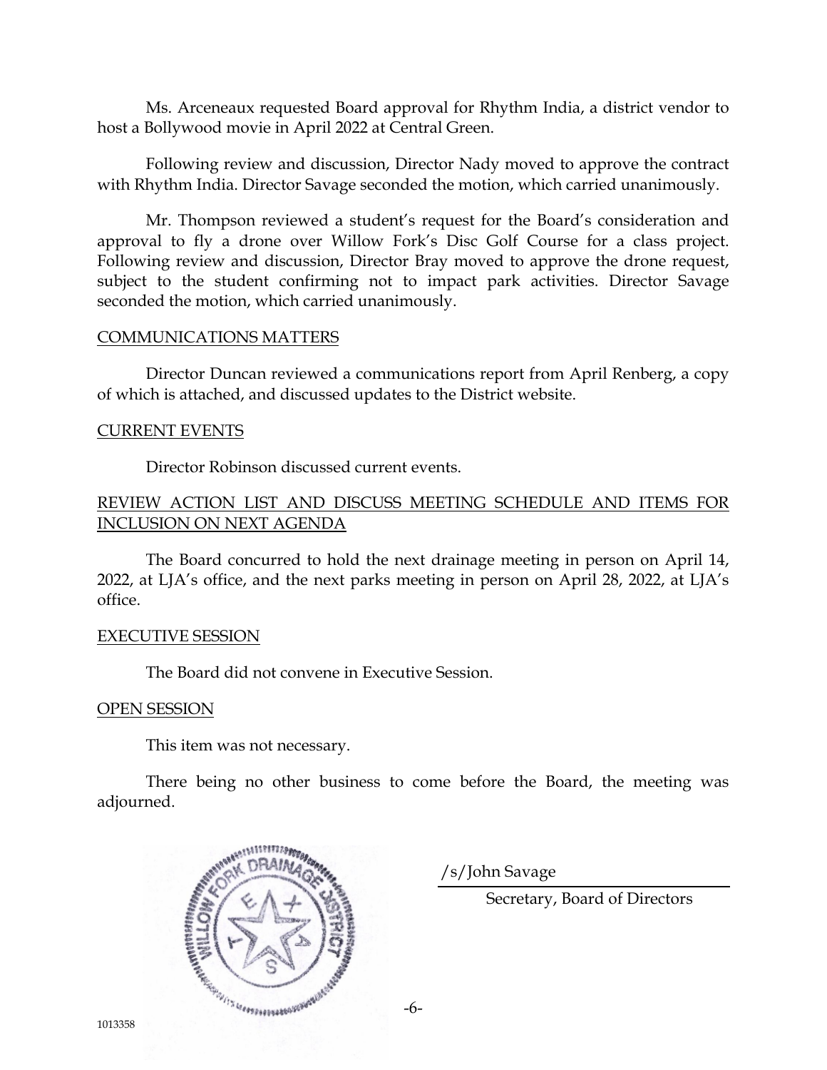Ms. Arceneaux requested Board approval for Rhythm India, a district vendor to host a Bollywood movie in April 2022 at Central Green.

Following review and discussion, Director Nady moved to approve the contract with Rhythm India. Director Savage seconded the motion, which carried unanimously.

Mr. Thompson reviewed a student's request for the Board's consideration and approval to fly a drone over Willow Fork's Disc Golf Course for a class project. Following review and discussion, Director Bray moved to approve the drone request, subject to the student confirming not to impact park activities. Director Savage seconded the motion, which carried unanimously.

<u>COMMUNICATIONS MATTERS</u>

Director Duncan reviewed a communications report from April Renberg, a copy of which is attached, and discussed updates to the District website.

<u>CURRENT EVENTS</u>

Director Robinson discussed current events.

<u>REVIEW ACTION LIST AND DISCUSS MEETING SCHEDULE AND ITEMS FOR INCLUSION ON NEXT AGENDA</u>

The Board concurred to hold the next drainage meeting in person on April 14, 2022, at LJA's office, and the next parks meeting in person on April 28, 2022, at LJA's office.

<u>EXECUTIVE SESSION</u>

The Board did not convene in Executive Session.

<u>OPEN SESSION</u>

This item was not necessary.

There being no other business to come before the Board, the meeting was adjourned.

/s/John Savage

Secretary, Board of Directors

1013358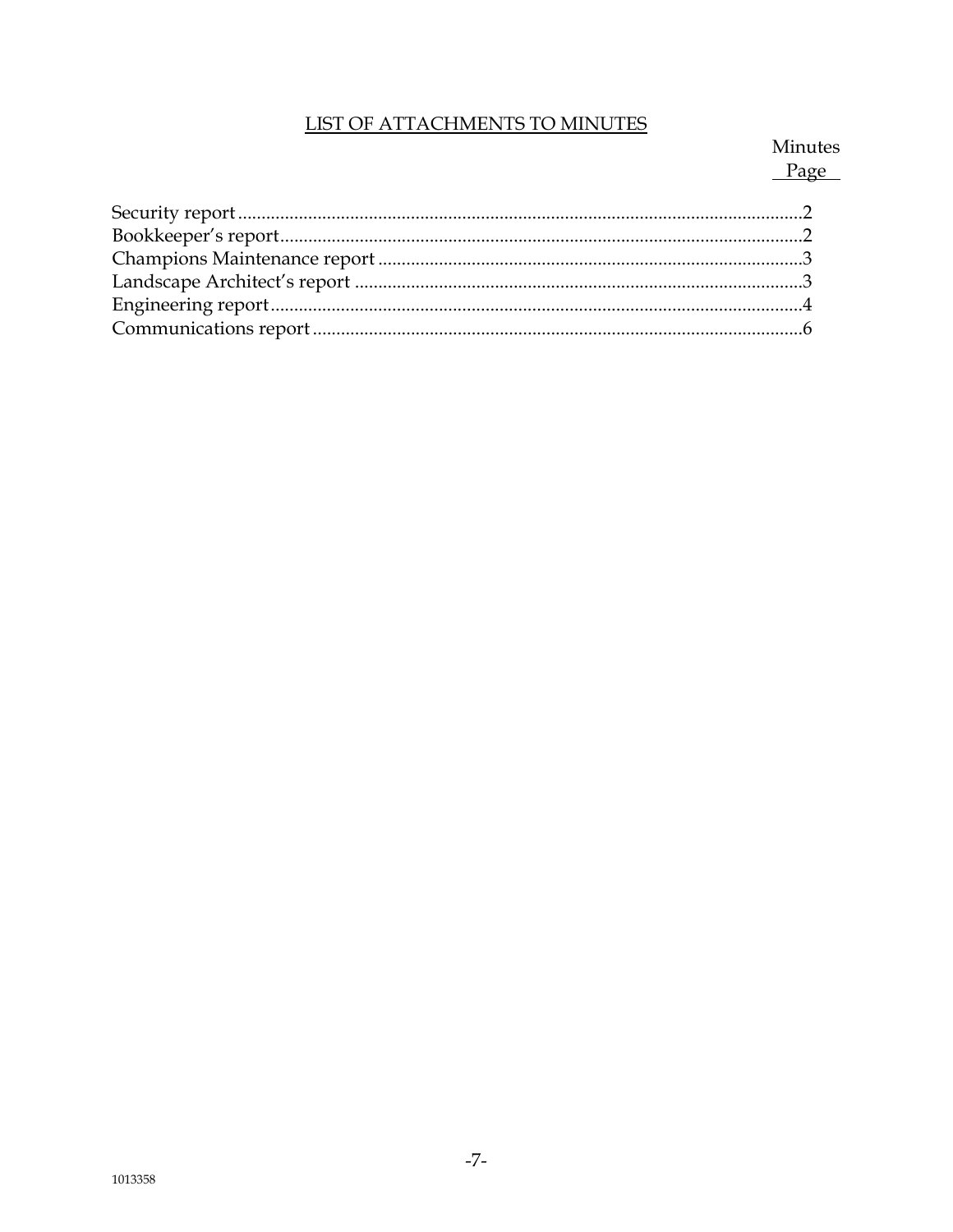## LIST OF ATTACHMENTS TO MINUTES

| | Minutes Page |
|---|---|
| Security report | 2 |
| Bookkeeper's report | 2 |
| Champions Maintenance report | 3 |
| Landscape Architect's report | 3 |
| Engineering report | 4 |
| Communications report | 6 |

1013358